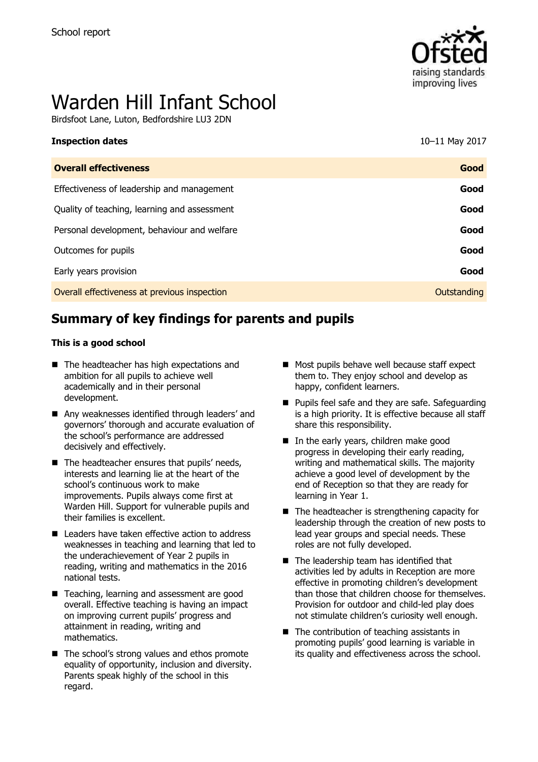School report

# Warden Hill Infant School

Birdsfoot Lane, Luton, Bedfordshire LU3 2DN

**Inspection dates** 10–11 May 2017

| **Overall effectiveness** | **Good** |
| --- | --- |
| Effectiveness of leadership and management | **Good** |
| Quality of teaching, learning and assessment | **Good** |
| Personal development, behaviour and welfare | **Good** |
| Outcomes for pupils | **Good** |
| Early years provision | **Good** |
| Overall effectiveness at previous inspection | Outstanding |

## Summary of key findings for parents and pupils

**This is a good school**

- The headteacher has high expectations and ambition for all pupils to achieve well academically and in their personal development.
- Any weaknesses identified through leaders' and governors' thorough and accurate evaluation of the school's performance are addressed decisively and effectively.
- The headteacher ensures that pupils' needs, interests and learning lie at the heart of the school's continuous work to make improvements. Pupils always come first at Warden Hill. Support for vulnerable pupils and their families is excellent.
- Leaders have taken effective action to address weaknesses in teaching and learning that led to the underachievement of Year 2 pupils in reading, writing and mathematics in the 2016 national tests.
- Teaching, learning and assessment are good overall. Effective teaching is having an impact on improving current pupils' progress and attainment in reading, writing and mathematics.
- The school's strong values and ethos promote equality of opportunity, inclusion and diversity. Parents speak highly of the school in this regard.
- Most pupils behave well because staff expect them to. They enjoy school and develop as happy, confident learners.
- Pupils feel safe and they are safe. Safeguarding is a high priority. It is effective because all staff share this responsibility.
- In the early years, children make good progress in developing their early reading, writing and mathematical skills. The majority achieve a good level of development by the end of Reception so that they are ready for learning in Year 1.
- The headteacher is strengthening capacity for leadership through the creation of new posts to lead year groups and special needs. These roles are not fully developed.
- The leadership team has identified that activities led by adults in Reception are more effective in promoting children's development than those that children choose for themselves. Provision for outdoor and child-led play does not stimulate children's curiosity well enough.
- The contribution of teaching assistants in promoting pupils' good learning is variable in its quality and effectiveness across the school.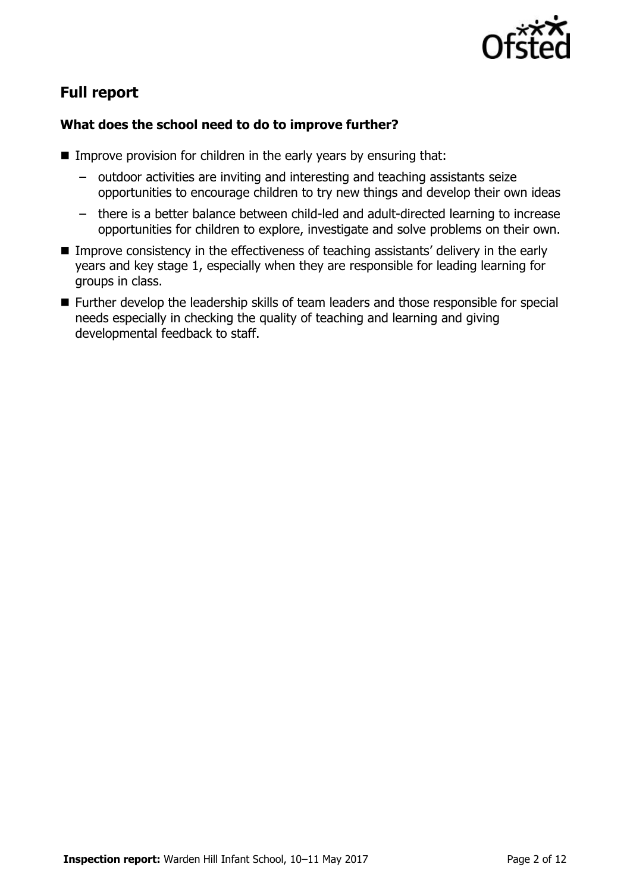## Full report

### What does the school need to do to improve further?

- Improve provision for children in the early years by ensuring that:
  - outdoor activities are inviting and interesting and teaching assistants seize opportunities to encourage children to try new things and develop their own ideas
  - there is a better balance between child-led and adult-directed learning to increase opportunities for children to explore, investigate and solve problems on their own.
- Improve consistency in the effectiveness of teaching assistants' delivery in the early years and key stage 1, especially when they are responsible for leading learning for groups in class.
- Further develop the leadership skills of team leaders and those responsible for special needs especially in checking the quality of teaching and learning and giving developmental feedback to staff.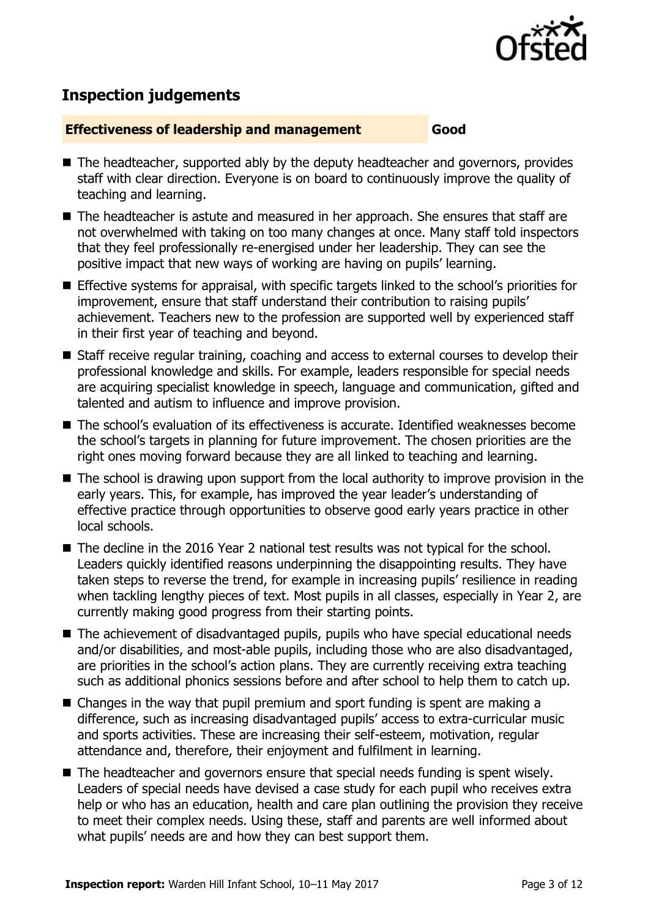## Inspection judgements

**Effectiveness of leadership and management** **Good**

- The headteacher, supported ably by the deputy headteacher and governors, provides staff with clear direction. Everyone is on board to continuously improve the quality of teaching and learning.
- The headteacher is astute and measured in her approach. She ensures that staff are not overwhelmed with taking on too many changes at once. Many staff told inspectors that they feel professionally re-energised under her leadership. They can see the positive impact that new ways of working are having on pupils' learning.
- Effective systems for appraisal, with specific targets linked to the school's priorities for improvement, ensure that staff understand their contribution to raising pupils' achievement. Teachers new to the profession are supported well by experienced staff in their first year of teaching and beyond.
- Staff receive regular training, coaching and access to external courses to develop their professional knowledge and skills. For example, leaders responsible for special needs are acquiring specialist knowledge in speech, language and communication, gifted and talented and autism to influence and improve provision.
- The school's evaluation of its effectiveness is accurate. Identified weaknesses become the school's targets in planning for future improvement. The chosen priorities are the right ones moving forward because they are all linked to teaching and learning.
- The school is drawing upon support from the local authority to improve provision in the early years. This, for example, has improved the year leader's understanding of effective practice through opportunities to observe good early years practice in other local schools.
- The decline in the 2016 Year 2 national test results was not typical for the school. Leaders quickly identified reasons underpinning the disappointing results. They have taken steps to reverse the trend, for example in increasing pupils' resilience in reading when tackling lengthy pieces of text. Most pupils in all classes, especially in Year 2, are currently making good progress from their starting points.
- The achievement of disadvantaged pupils, pupils who have special educational needs and/or disabilities, and most-able pupils, including those who are also disadvantaged, are priorities in the school's action plans. They are currently receiving extra teaching such as additional phonics sessions before and after school to help them to catch up.
- Changes in the way that pupil premium and sport funding is spent are making a difference, such as increasing disadvantaged pupils' access to extra-curricular music and sports activities. These are increasing their self-esteem, motivation, regular attendance and, therefore, their enjoyment and fulfilment in learning.
- The headteacher and governors ensure that special needs funding is spent wisely. Leaders of special needs have devised a case study for each pupil who receives extra help or who has an education, health and care plan outlining the provision they receive to meet their complex needs. Using these, staff and parents are well informed about what pupils' needs are and how they can best support them.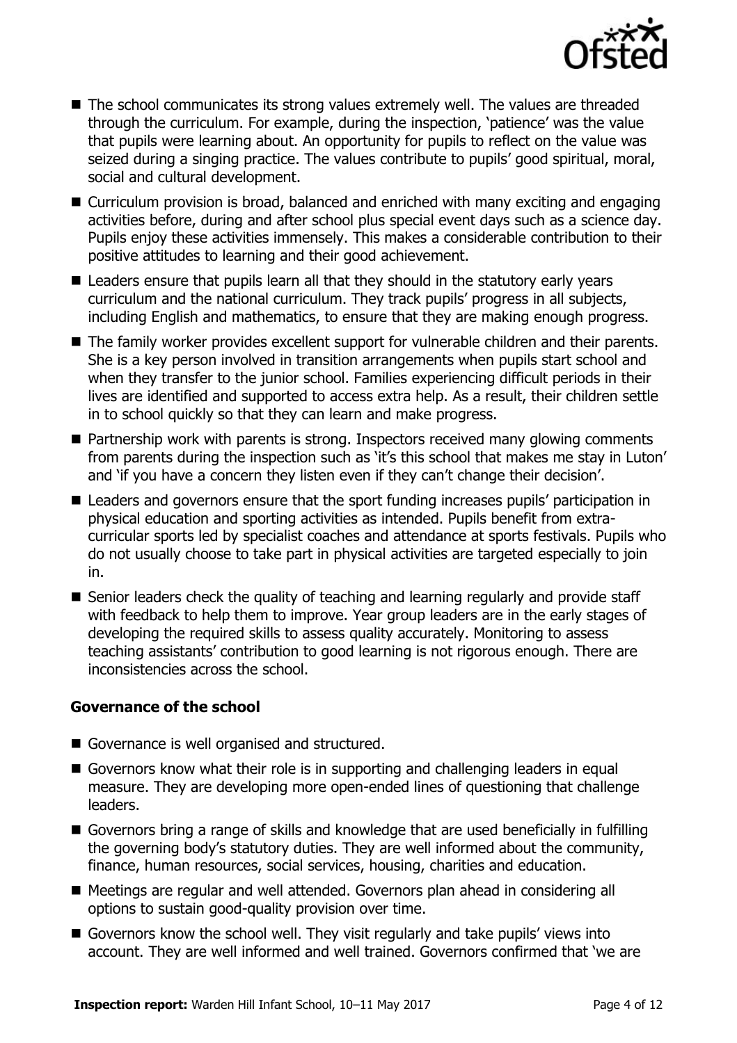- The school communicates its strong values extremely well. The values are threaded through the curriculum. For example, during the inspection, 'patience' was the value that pupils were learning about. An opportunity for pupils to reflect on the value was seized during a singing practice. The values contribute to pupils' good spiritual, moral, social and cultural development.
- Curriculum provision is broad, balanced and enriched with many exciting and engaging activities before, during and after school plus special event days such as a science day. Pupils enjoy these activities immensely. This makes a considerable contribution to their positive attitudes to learning and their good achievement.
- Leaders ensure that pupils learn all that they should in the statutory early years curriculum and the national curriculum. They track pupils' progress in all subjects, including English and mathematics, to ensure that they are making enough progress.
- The family worker provides excellent support for vulnerable children and their parents. She is a key person involved in transition arrangements when pupils start school and when they transfer to the junior school. Families experiencing difficult periods in their lives are identified and supported to access extra help. As a result, their children settle in to school quickly so that they can learn and make progress.
- Partnership work with parents is strong. Inspectors received many glowing comments from parents during the inspection such as 'it's this school that makes me stay in Luton' and 'if you have a concern they listen even if they can't change their decision'.
- Leaders and governors ensure that the sport funding increases pupils' participation in physical education and sporting activities as intended. Pupils benefit from extra-curricular sports led by specialist coaches and attendance at sports festivals. Pupils who do not usually choose to take part in physical activities are targeted especially to join in.
- Senior leaders check the quality of teaching and learning regularly and provide staff with feedback to help them to improve. Year group leaders are in the early stages of developing the required skills to assess quality accurately. Monitoring to assess teaching assistants' contribution to good learning is not rigorous enough. There are inconsistencies across the school.

### Governance of the school

- Governance is well organised and structured.
- Governors know what their role is in supporting and challenging leaders in equal measure. They are developing more open-ended lines of questioning that challenge leaders.
- Governors bring a range of skills and knowledge that are used beneficially in fulfilling the governing body's statutory duties. They are well informed about the community, finance, human resources, social services, housing, charities and education.
- Meetings are regular and well attended. Governors plan ahead in considering all options to sustain good-quality provision over time.
- Governors know the school well. They visit regularly and take pupils' views into account. They are well informed and well trained. Governors confirmed that 'we are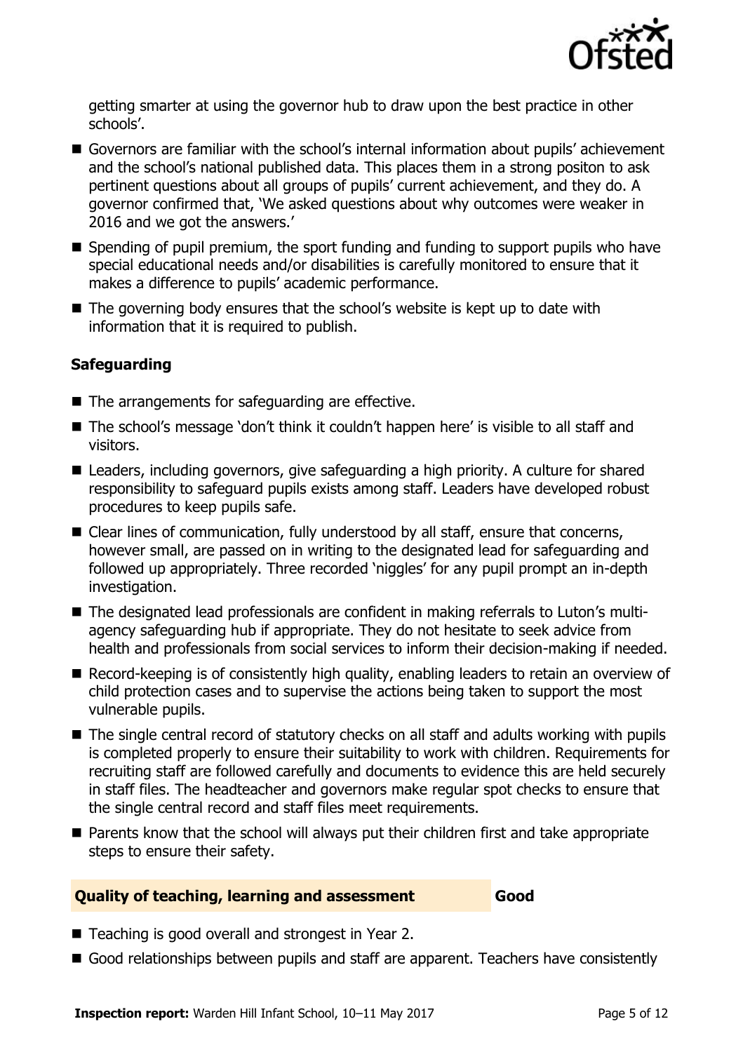getting smarter at using the governor hub to draw upon the best practice in other schools'.

- Governors are familiar with the school's internal information about pupils' achievement and the school's national published data. This places them in a strong positon to ask pertinent questions about all groups of pupils' current achievement, and they do. A governor confirmed that, 'We asked questions about why outcomes were weaker in 2016 and we got the answers.'
- Spending of pupil premium, the sport funding and funding to support pupils who have special educational needs and/or disabilities is carefully monitored to ensure that it makes a difference to pupils' academic performance.
- The governing body ensures that the school's website is kept up to date with information that it is required to publish.

### Safeguarding

- The arrangements for safeguarding are effective.
- The school's message 'don't think it couldn't happen here' is visible to all staff and visitors.
- Leaders, including governors, give safeguarding a high priority. A culture for shared responsibility to safeguard pupils exists among staff. Leaders have developed robust procedures to keep pupils safe.
- Clear lines of communication, fully understood by all staff, ensure that concerns, however small, are passed on in writing to the designated lead for safeguarding and followed up appropriately. Three recorded 'niggles' for any pupil prompt an in-depth investigation.
- The designated lead professionals are confident in making referrals to Luton's multi-agency safeguarding hub if appropriate. They do not hesitate to seek advice from health and professionals from social services to inform their decision-making if needed.
- Record-keeping is of consistently high quality, enabling leaders to retain an overview of child protection cases and to supervise the actions being taken to support the most vulnerable pupils.
- The single central record of statutory checks on all staff and adults working with pupils is completed properly to ensure their suitability to work with children. Requirements for recruiting staff are followed carefully and documents to evidence this are held securely in staff files. The headteacher and governors make regular spot checks to ensure that the single central record and staff files meet requirements.
- Parents know that the school will always put their children first and take appropriate steps to ensure their safety.

## Quality of teaching, learning and assessment — Good

- Teaching is good overall and strongest in Year 2.
- Good relationships between pupils and staff are apparent. Teachers have consistently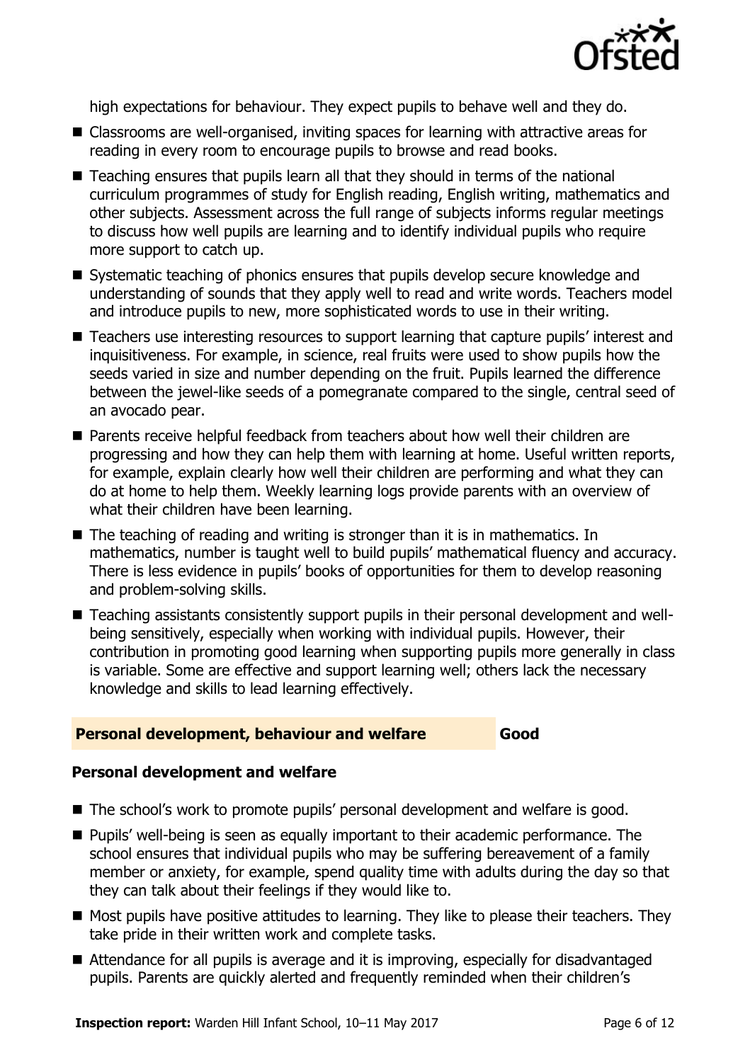high expectations for behaviour. They expect pupils to behave well and they do.

- Classrooms are well-organised, inviting spaces for learning with attractive areas for reading in every room to encourage pupils to browse and read books.
- Teaching ensures that pupils learn all that they should in terms of the national curriculum programmes of study for English reading, English writing, mathematics and other subjects. Assessment across the full range of subjects informs regular meetings to discuss how well pupils are learning and to identify individual pupils who require more support to catch up.
- Systematic teaching of phonics ensures that pupils develop secure knowledge and understanding of sounds that they apply well to read and write words. Teachers model and introduce pupils to new, more sophisticated words to use in their writing.
- Teachers use interesting resources to support learning that capture pupils' interest and inquisitiveness. For example, in science, real fruits were used to show pupils how the seeds varied in size and number depending on the fruit. Pupils learned the difference between the jewel-like seeds of a pomegranate compared to the single, central seed of an avocado pear.
- Parents receive helpful feedback from teachers about how well their children are progressing and how they can help them with learning at home. Useful written reports, for example, explain clearly how well their children are performing and what they can do at home to help them. Weekly learning logs provide parents with an overview of what their children have been learning.
- The teaching of reading and writing is stronger than it is in mathematics. In mathematics, number is taught well to build pupils' mathematical fluency and accuracy. There is less evidence in pupils' books of opportunities for them to develop reasoning and problem-solving skills.
- Teaching assistants consistently support pupils in their personal development and well-being sensitively, especially when working with individual pupils. However, their contribution in promoting good learning when supporting pupils more generally in class is variable. Some are effective and support learning well; others lack the necessary knowledge and skills to lead learning effectively.

## Personal development, behaviour and welfare — Good

### Personal development and welfare

- The school's work to promote pupils' personal development and welfare is good.
- Pupils' well-being is seen as equally important to their academic performance. The school ensures that individual pupils who may be suffering bereavement of a family member or anxiety, for example, spend quality time with adults during the day so that they can talk about their feelings if they would like to.
- Most pupils have positive attitudes to learning. They like to please their teachers. They take pride in their written work and complete tasks.
- Attendance for all pupils is average and it is improving, especially for disadvantaged pupils. Parents are quickly alerted and frequently reminded when their children's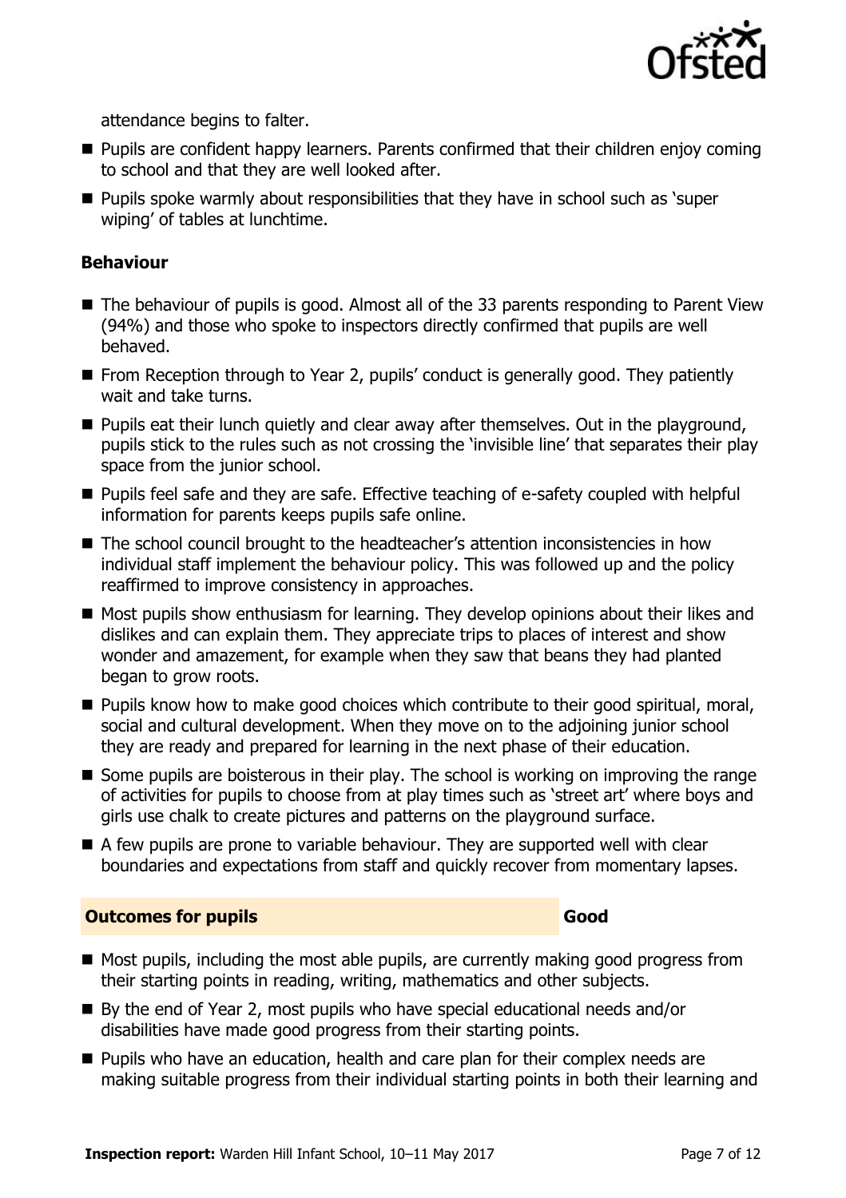attendance begins to falter.

- Pupils are confident happy learners. Parents confirmed that their children enjoy coming to school and that they are well looked after.
- Pupils spoke warmly about responsibilities that they have in school such as 'super wiping' of tables at lunchtime.

### Behaviour

- The behaviour of pupils is good. Almost all of the 33 parents responding to Parent View (94%) and those who spoke to inspectors directly confirmed that pupils are well behaved.
- From Reception through to Year 2, pupils' conduct is generally good. They patiently wait and take turns.
- Pupils eat their lunch quietly and clear away after themselves. Out in the playground, pupils stick to the rules such as not crossing the 'invisible line' that separates their play space from the junior school.
- Pupils feel safe and they are safe. Effective teaching of e-safety coupled with helpful information for parents keeps pupils safe online.
- The school council brought to the headteacher's attention inconsistencies in how individual staff implement the behaviour policy. This was followed up and the policy reaffirmed to improve consistency in approaches.
- Most pupils show enthusiasm for learning. They develop opinions about their likes and dislikes and can explain them. They appreciate trips to places of interest and show wonder and amazement, for example when they saw that beans they had planted began to grow roots.
- Pupils know how to make good choices which contribute to their good spiritual, moral, social and cultural development. When they move on to the adjoining junior school they are ready and prepared for learning in the next phase of their education.
- Some pupils are boisterous in their play. The school is working on improving the range of activities for pupils to choose from at play times such as 'street art' where boys and girls use chalk to create pictures and patterns on the playground surface.
- A few pupils are prone to variable behaviour. They are supported well with clear boundaries and expectations from staff and quickly recover from momentary lapses.

## Outcomes for pupils — Good

- Most pupils, including the most able pupils, are currently making good progress from their starting points in reading, writing, mathematics and other subjects.
- By the end of Year 2, most pupils who have special educational needs and/or disabilities have made good progress from their starting points.
- Pupils who have an education, health and care plan for their complex needs are making suitable progress from their individual starting points in both their learning and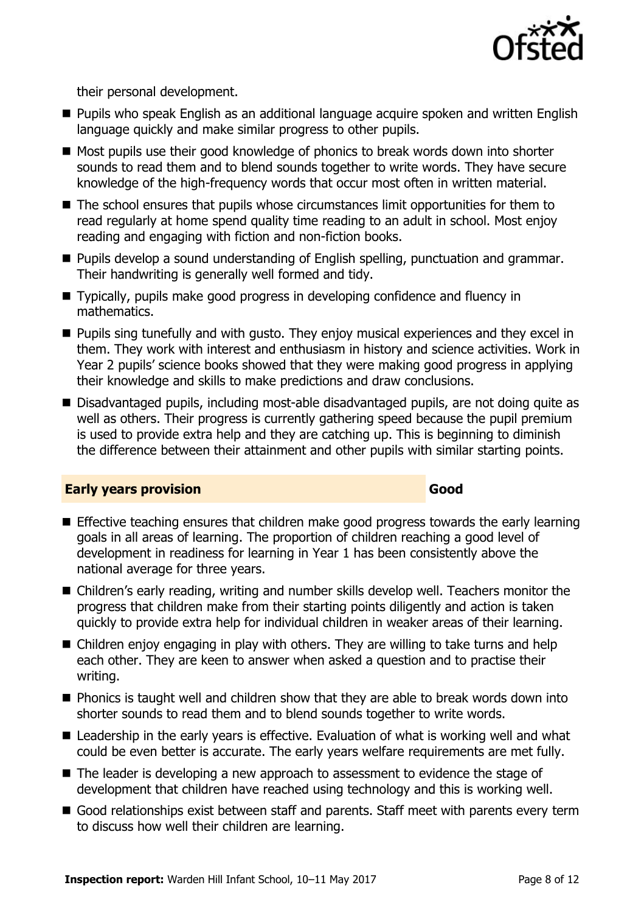their personal development.

- Pupils who speak English as an additional language acquire spoken and written English language quickly and make similar progress to other pupils.
- Most pupils use their good knowledge of phonics to break words down into shorter sounds to read them and to blend sounds together to write words. They have secure knowledge of the high-frequency words that occur most often in written material.
- The school ensures that pupils whose circumstances limit opportunities for them to read regularly at home spend quality time reading to an adult in school. Most enjoy reading and engaging with fiction and non-fiction books.
- Pupils develop a sound understanding of English spelling, punctuation and grammar. Their handwriting is generally well formed and tidy.
- Typically, pupils make good progress in developing confidence and fluency in mathematics.
- Pupils sing tunefully and with gusto. They enjoy musical experiences and they excel in them. They work with interest and enthusiasm in history and science activities. Work in Year 2 pupils' science books showed that they were making good progress in applying their knowledge and skills to make predictions and draw conclusions.
- Disadvantaged pupils, including most-able disadvantaged pupils, are not doing quite as well as others. Their progress is currently gathering speed because the pupil premium is used to provide extra help and they are catching up. This is beginning to diminish the difference between their attainment and other pupils with similar starting points.

## Early years provision — Good

- Effective teaching ensures that children make good progress towards the early learning goals in all areas of learning. The proportion of children reaching a good level of development in readiness for learning in Year 1 has been consistently above the national average for three years.
- Children's early reading, writing and number skills develop well. Teachers monitor the progress that children make from their starting points diligently and action is taken quickly to provide extra help for individual children in weaker areas of their learning.
- Children enjoy engaging in play with others. They are willing to take turns and help each other. They are keen to answer when asked a question and to practise their writing.
- Phonics is taught well and children show that they are able to break words down into shorter sounds to read them and to blend sounds together to write words.
- Leadership in the early years is effective. Evaluation of what is working well and what could be even better is accurate. The early years welfare requirements are met fully.
- The leader is developing a new approach to assessment to evidence the stage of development that children have reached using technology and this is working well.
- Good relationships exist between staff and parents. Staff meet with parents every term to discuss how well their children are learning.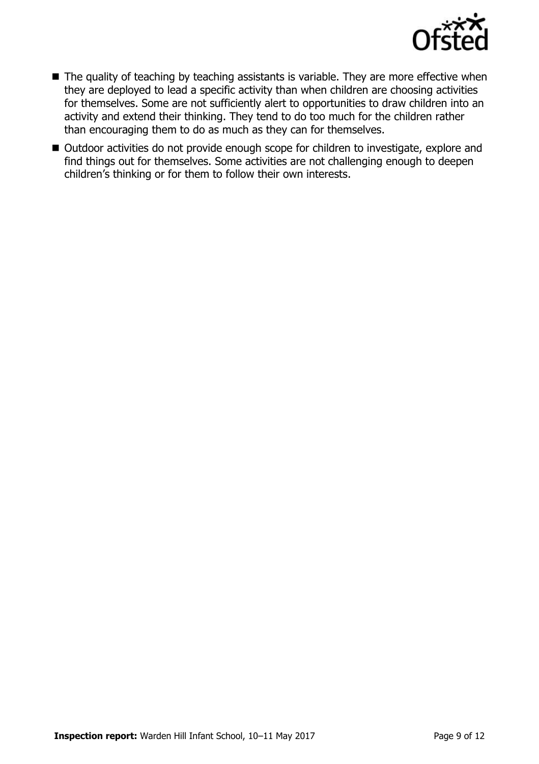- The quality of teaching by teaching assistants is variable. They are more effective when they are deployed to lead a specific activity than when children are choosing activities for themselves. Some are not sufficiently alert to opportunities to draw children into an activity and extend their thinking. They tend to do too much for the children rather than encouraging them to do as much as they can for themselves.
- Outdoor activities do not provide enough scope for children to investigate, explore and find things out for themselves. Some activities are not challenging enough to deepen children's thinking or for them to follow their own interests.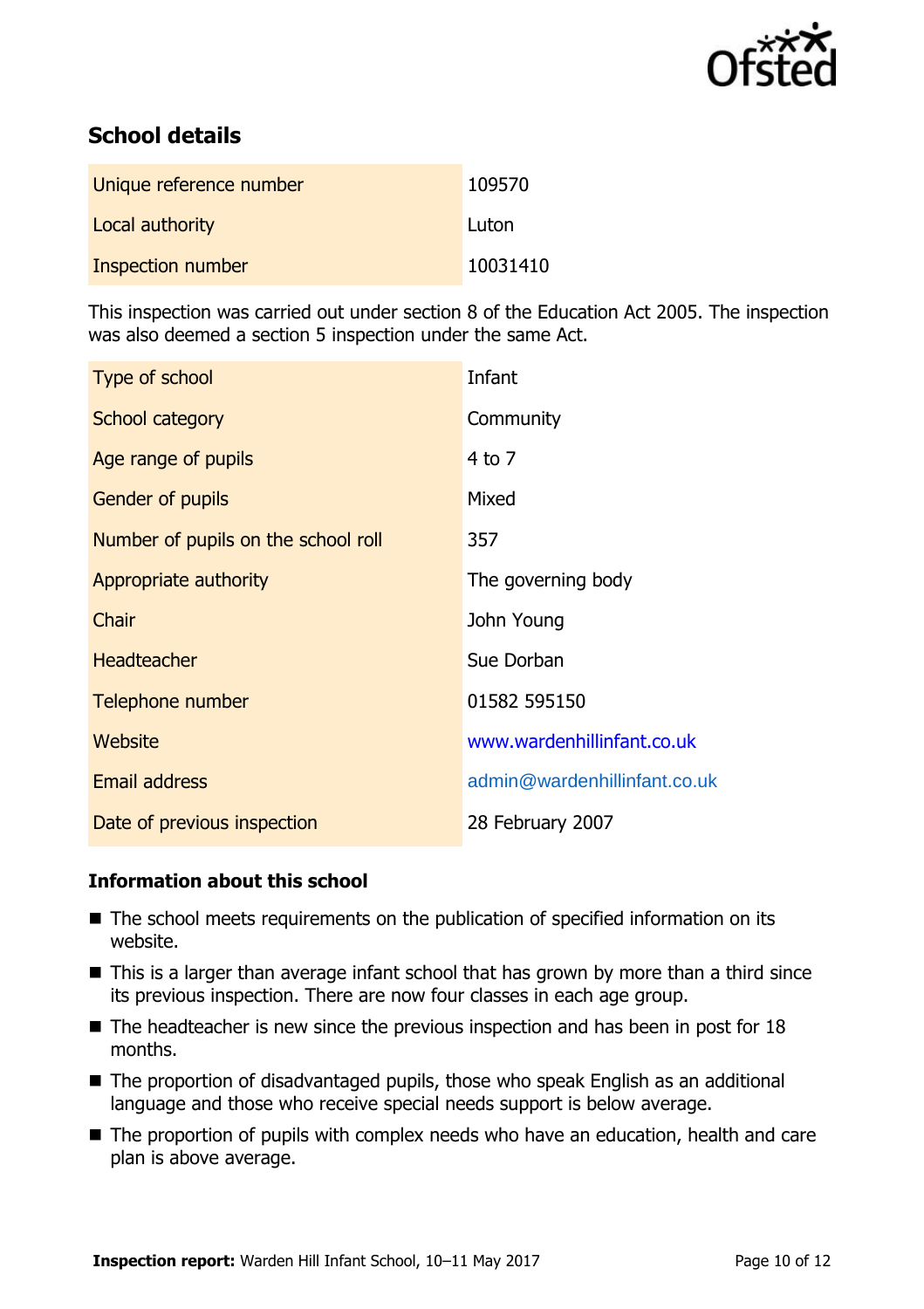## School details

| | |
|---|---|
| Unique reference number | 109570 |
| Local authority | Luton |
| Inspection number | 10031410 |

This inspection was carried out under section 8 of the Education Act 2005. The inspection was also deemed a section 5 inspection under the same Act.

| | |
|---|---|
| Type of school | Infant |
| School category | Community |
| Age range of pupils | 4 to 7 |
| Gender of pupils | Mixed |
| Number of pupils on the school roll | 357 |
| Appropriate authority | The governing body |
| Chair | John Young |
| Headteacher | Sue Dorban |
| Telephone number | 01582 595150 |
| Website | www.wardenhillinfant.co.uk |
| Email address | admin@wardenhillinfant.co.uk |
| Date of previous inspection | 28 February 2007 |

### Information about this school

- The school meets requirements on the publication of specified information on its website.
- This is a larger than average infant school that has grown by more than a third since its previous inspection. There are now four classes in each age group.
- The headteacher is new since the previous inspection and has been in post for 18 months.
- The proportion of disadvantaged pupils, those who speak English as an additional language and those who receive special needs support is below average.
- The proportion of pupils with complex needs who have an education, health and care plan is above average.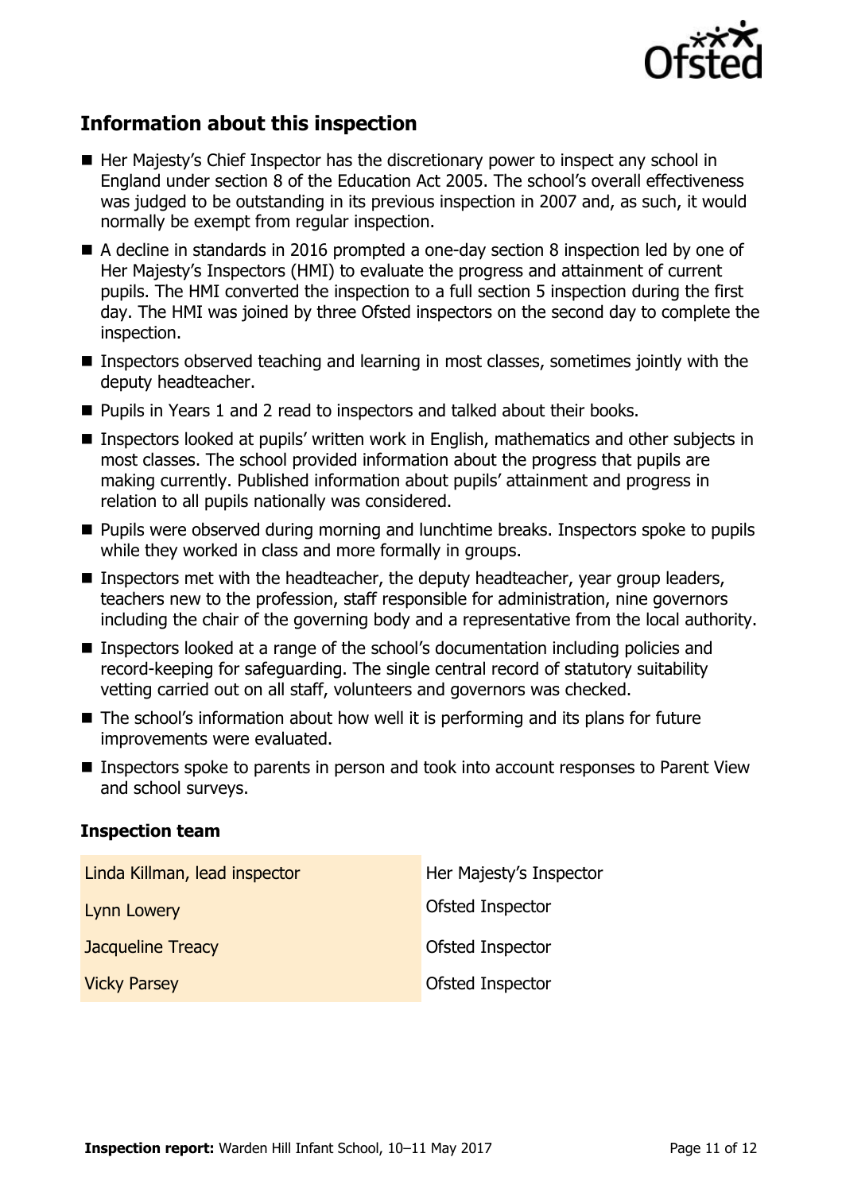## Information about this inspection

- Her Majesty's Chief Inspector has the discretionary power to inspect any school in England under section 8 of the Education Act 2005. The school's overall effectiveness was judged to be outstanding in its previous inspection in 2007 and, as such, it would normally be exempt from regular inspection.
- A decline in standards in 2016 prompted a one-day section 8 inspection led by one of Her Majesty's Inspectors (HMI) to evaluate the progress and attainment of current pupils. The HMI converted the inspection to a full section 5 inspection during the first day. The HMI was joined by three Ofsted inspectors on the second day to complete the inspection.
- Inspectors observed teaching and learning in most classes, sometimes jointly with the deputy headteacher.
- Pupils in Years 1 and 2 read to inspectors and talked about their books.
- Inspectors looked at pupils' written work in English, mathematics and other subjects in most classes. The school provided information about the progress that pupils are making currently. Published information about pupils' attainment and progress in relation to all pupils nationally was considered.
- Pupils were observed during morning and lunchtime breaks. Inspectors spoke to pupils while they worked in class and more formally in groups.
- Inspectors met with the headteacher, the deputy headteacher, year group leaders, teachers new to the profession, staff responsible for administration, nine governors including the chair of the governing body and a representative from the local authority.
- Inspectors looked at a range of the school's documentation including policies and record-keeping for safeguarding. The single central record of statutory suitability vetting carried out on all staff, volunteers and governors was checked.
- The school's information about how well it is performing and its plans for future improvements were evaluated.
- Inspectors spoke to parents in person and took into account responses to Parent View and school surveys.

### Inspection team

| | |
|---|---|
| Linda Killman, lead inspector | Her Majesty's Inspector |
| Lynn Lowery | Ofsted Inspector |
| Jacqueline Treacy | Ofsted Inspector |
| Vicky Parsey | Ofsted Inspector |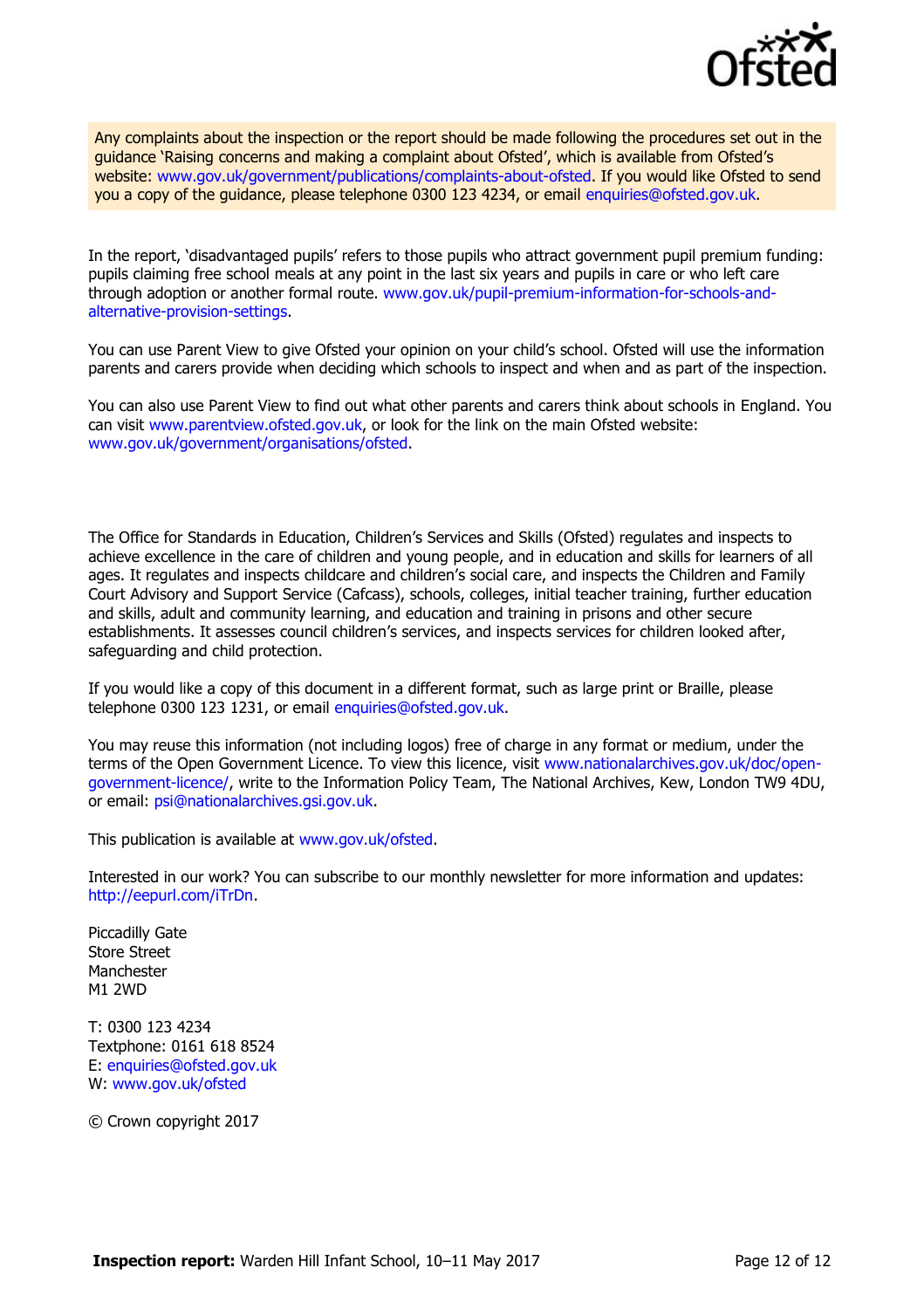Any complaints about the inspection or the report should be made following the procedures set out in the guidance 'Raising concerns and making a complaint about Ofsted', which is available from Ofsted's website: www.gov.uk/government/publications/complaints-about-ofsted. If you would like Ofsted to send you a copy of the guidance, please telephone 0300 123 4234, or email enquiries@ofsted.gov.uk.

In the report, 'disadvantaged pupils' refers to those pupils who attract government pupil premium funding: pupils claiming free school meals at any point in the last six years and pupils in care or who left care through adoption or another formal route. www.gov.uk/pupil-premium-information-for-schools-and-alternative-provision-settings.

You can use Parent View to give Ofsted your opinion on your child's school. Ofsted will use the information parents and carers provide when deciding which schools to inspect and when and as part of the inspection.

You can also use Parent View to find out what other parents and carers think about schools in England. You can visit www.parentview.ofsted.gov.uk, or look for the link on the main Ofsted website: www.gov.uk/government/organisations/ofsted.

The Office for Standards in Education, Children's Services and Skills (Ofsted) regulates and inspects to achieve excellence in the care of children and young people, and in education and skills for learners of all ages. It regulates and inspects childcare and children's social care, and inspects the Children and Family Court Advisory and Support Service (Cafcass), schools, colleges, initial teacher training, further education and skills, adult and community learning, and education and training in prisons and other secure establishments. It assesses council children's services, and inspects services for children looked after, safeguarding and child protection.

If you would like a copy of this document in a different format, such as large print or Braille, please telephone 0300 123 1231, or email enquiries@ofsted.gov.uk.

You may reuse this information (not including logos) free of charge in any format or medium, under the terms of the Open Government Licence. To view this licence, visit www.nationalarchives.gov.uk/doc/open-government-licence/, write to the Information Policy Team, The National Archives, Kew, London TW9 4DU, or email: psi@nationalarchives.gsi.gov.uk.

This publication is available at www.gov.uk/ofsted.

Interested in our work? You can subscribe to our monthly newsletter for more information and updates: http://eepurl.com/iTrDn.

Piccadilly Gate
Store Street
Manchester
M1 2WD

T: 0300 123 4234
Textphone: 0161 618 8524
E: enquiries@ofsted.gov.uk
W: www.gov.uk/ofsted

© Crown copyright 2017